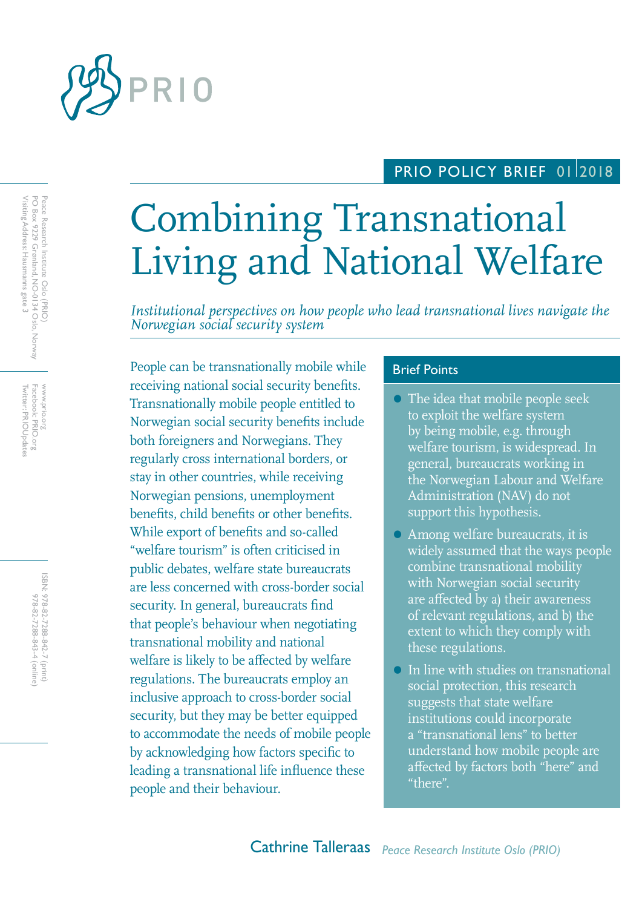PRIO POLICY BRIEF 01 | 2018

# Combining Transnational Living and National Welfare

*Institutional perspectives on how people who lead transnational lives navigate the Norwegian social security system*

People can be transnationally mobile while receiving national social security benefits. Transnationally mobile people entitled to Norwegian social security benefits include both foreigners and Norwegians. They regularly cross international borders, or stay in other countries, while receiving Norwegian pensions, unemployment benefits, child benefits or other benefits. While export of benefits and so-called "welfare tourism" is often criticised in public debates, welfare state bureaucrats are less concerned with cross-border social security. In general, bureaucrats find that people's behaviour when negotiating transnational mobility and national welfare is likely to be affected by welfare regulations. The bureaucrats employ an inclusive approach to cross-border social security, but they may be better equipped to accommodate the needs of mobile people by acknowledging how factors specific to leading a transnational life influence these people and their behaviour.

## Brief Points

- The idea that mobile people seek to exploit the welfare system by being mobile, e.g. through welfare tourism, is widespread. In general, bureaucrats working in the Norwegian Labour and Welfare Administration (NAV) do not support this hypothesis.
- Among welfare bureaucrats, it is widely assumed that the ways people combine transnational mobility with Norwegian social security are affected by a) their awareness of relevant regulations, and b) the extent to which they comply with these regulations.
- In line with studies on transnational social protection, this research suggests that state welfare institutions could incorporate a "transnational lens" to better understand how mobile people are affected by factors both "here" and "there".

**Cathrine Talleraas** *Peace Research Institute Oslo (PRIO)*

Peace Research Institute Oslo (PRIO)
PO Box 9229 Grønland, NO-0134 Oslo, Norway
Visiting Address: Hausmanns gate 3

www.prio.org
Facebook: PRIO.org
Twitter: PRIOUpdates

ISBN: 978-82-7288-842-7 (print)
978-82-7288-843-4 (online)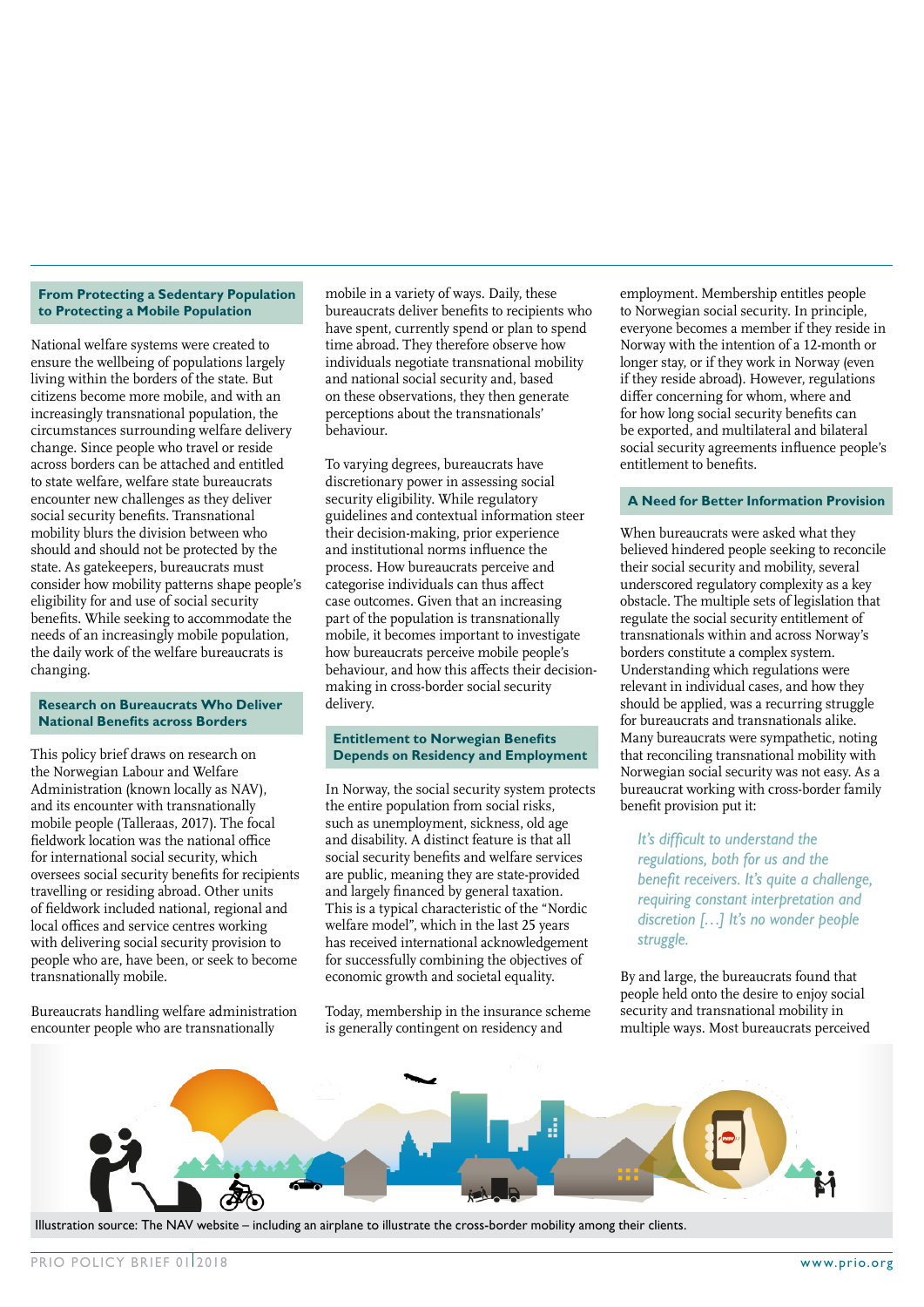## From Protecting a Sedentary Population to Protecting a Mobile Population

National welfare systems were created to ensure the wellbeing of populations largely living within the borders of the state. But citizens become more mobile, and with an increasingly transnational population, the circumstances surrounding welfare delivery change. Since people who travel or reside across borders can be attached and entitled to state welfare, welfare state bureaucrats encounter new challenges as they deliver social security benefits. Transnational mobility blurs the division between who should and should not be protected by the state. As gatekeepers, bureaucrats must consider how mobility patterns shape people's eligibility for and use of social security benefits. While seeking to accommodate the needs of an increasingly mobile population, the daily work of the welfare bureaucrats is changing.

## Research on Bureaucrats Who Deliver National Benefits across Borders

This policy brief draws on research on the Norwegian Labour and Welfare Administration (known locally as NAV), and its encounter with transnationally mobile people (Talleraas, 2017). The focal fieldwork location was the national office for international social security, which oversees social security benefits for recipients travelling or residing abroad. Other units of fieldwork included national, regional and local offices and service centres working with delivering social security provision to people who are, have been, or seek to become transnationally mobile.

Bureaucrats handling welfare administration encounter people who are transnationally mobile in a variety of ways. Daily, these bureaucrats deliver benefits to recipients who have spent, currently spend or plan to spend time abroad. They therefore observe how individuals negotiate transnational mobility and national social security and, based on these observations, they then generate perceptions about the transnationals' behaviour.

To varying degrees, bureaucrats have discretionary power in assessing social security eligibility. While regulatory guidelines and contextual information steer their decision-making, prior experience and institutional norms influence the process. How bureaucrats perceive and categorise individuals can thus affect case outcomes. Given that an increasing part of the population is transnationally mobile, it becomes important to investigate how bureaucrats perceive mobile people's behaviour, and how this affects their decision-making in cross-border social security delivery.

## Entitlement to Norwegian Benefits Depends on Residency and Employment

In Norway, the social security system protects the entire population from social risks, such as unemployment, sickness, old age and disability. A distinct feature is that all social security benefits and welfare services are public, meaning they are state-provided and largely financed by general taxation. This is a typical characteristic of the "Nordic welfare model", which in the last 25 years has received international acknowledgement for successfully combining the objectives of economic growth and societal equality.

Today, membership in the insurance scheme is generally contingent on residency and employment. Membership entitles people to Norwegian social security. In principle, everyone becomes a member if they reside in Norway with the intention of a 12-month or longer stay, or if they work in Norway (even if they reside abroad). However, regulations differ concerning for whom, where and for how long social security benefits can be exported, and multilateral and bilateral social security agreements influence people's entitlement to benefits.

## A Need for Better Information Provision

When bureaucrats were asked what they believed hindered people seeking to reconcile their social security and mobility, several underscored regulatory complexity as a key obstacle. The multiple sets of legislation that regulate the social security entitlement of transnationals within and across Norway's borders constitute a complex system. Understanding which regulations were relevant in individual cases, and how they should be applied, was a recurring struggle for bureaucrats and transnationals alike. Many bureaucrats were sympathetic, noting that reconciling transnational mobility with Norwegian social security was not easy. As a bureaucrat working with cross-border family benefit provision put it:

> *It's difficult to understand the regulations, both for us and the benefit receivers. It's quite a challenge, requiring constant interpretation and discretion […] It's no wonder people struggle.*

By and large, the bureaucrats found that people held onto the desire to enjoy social security and transnational mobility in multiple ways. Most bureaucrats perceived

Illustration source: The NAV website – including an airplane to illustrate the cross-border mobility among their clients.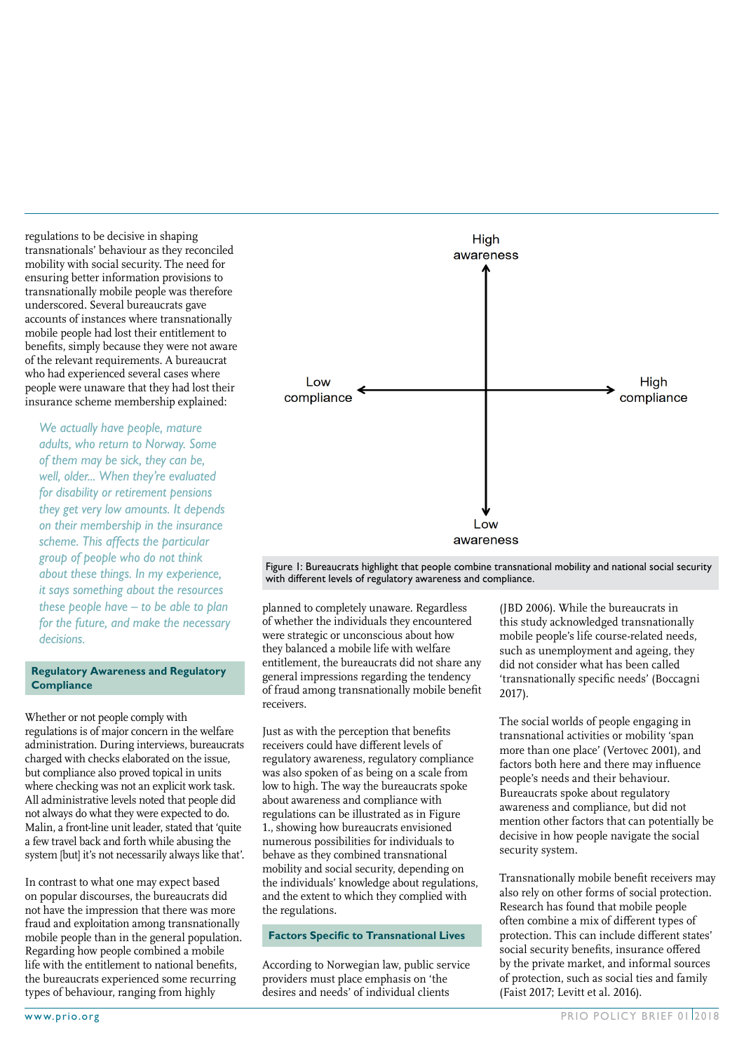regulations to be decisive in shaping transnationals' behaviour as they reconciled mobility with social security. The need for ensuring better information provisions to transnationally mobile people was therefore underscored. Several bureaucrats gave accounts of instances where transnationally mobile people had lost their entitlement to benefits, simply because they were not aware of the relevant requirements. A bureaucrat who had experienced several cases where people were unaware that they had lost their insurance scheme membership explained:

> *We actually have people, mature adults, who return to Norway. Some of them may be sick, they can be, well, older... When they're evaluated for disability or retirement pensions they get very low amounts. It depends on their membership in the insurance scheme. This affects the particular group of people who do not think about these things. In my experience, it says something about the resources these people have – to be able to plan for the future, and make the necessary decisions.*

## Regulatory Awareness and Regulatory Compliance

Whether or not people comply with regulations is of major concern in the welfare administration. During interviews, bureaucrats charged with checks elaborated on the issue, but compliance also proved topical in units where checking was not an explicit work task. All administrative levels noted that people did not always do what they were expected to do. Malin, a front-line unit leader, stated that 'quite a few travel back and forth while abusing the system [but] it's not necessarily always like that'.

In contrast to what one may expect based on popular discourses, the bureaucrats did not have the impression that there was more fraud and exploitation among transnationally mobile people than in the general population. Regarding how people combined a mobile life with national benefits, the bureaucrats experienced some recurring types of behaviour, ranging from highly planned to completely unaware. Regardless of whether the individuals they encountered were strategic or unconscious about how they balanced a mobile life with welfare entitlement, the bureaucrats did not share any general impressions regarding the tendency of fraud among transnationally mobile benefit receivers.

Just as with the perception that benefits receivers could have different levels of regulatory awareness, regulatory compliance was also spoken of as being on a scale from low to high. The way the bureaucrats spoke about awareness and compliance with regulations can be illustrated as in Figure 1., showing how bureaucrats envisioned numerous possibilities for individuals to behave as they combined transnational mobility and social security, depending on the individuals' knowledge about regulations, and the extent to which they complied with the regulations.

High awareness / Low awareness / Low compliance / High compliance

Figure 1: Bureaucrats highlight that people combine transnational mobility and national social security with different levels of regulatory awareness and compliance.

## Factors Specific to Transnational Lives

According to Norwegian law, public service providers must place emphasis on 'the desires and needs' of individual clients (JBD 2006). While the bureaucrats in this study acknowledged transnationally mobile people's life course-related needs, such as unemployment and ageing, they did not consider what has been called 'transnationally specific needs' (Boccagni 2017).

The social worlds of people engaging in transnational activities or mobility 'span more than one place' (Vertovec 2001), and factors both here and there may influence people's needs and their behaviour. Bureaucrats spoke about regulatory awareness and compliance, but did not mention other factors that can potentially be decisive in how people navigate the social security system.

Transnationally mobile benefit receivers may also rely on other forms of social protection. Research has found that mobile people often combine a mix of different types of protection. This can include different states' social security benefits, insurance offered by the private market, and informal sources of protection, such as social ties and family (Faist 2017; Levitt et al. 2016).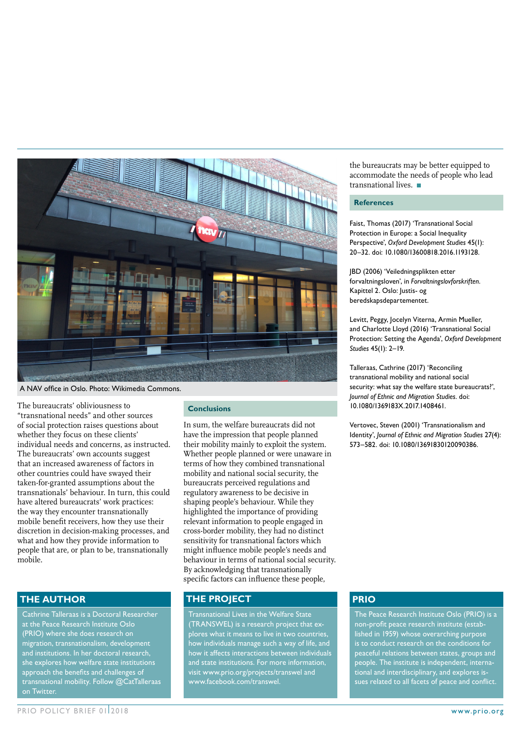A NAV office in Oslo. Photo: Wikimedia Commons.

The bureaucrats' obliviousness to "transnational needs" and other sources of social protection raises questions about whether they focus on these clients' individual needs and concerns, as instructed. The bureaucrats' own accounts suggest that an increased awareness of factors in other countries could have swayed their taken-for-granted assumptions about the transnationals' behaviour. In turn, this could have altered bureaucrats' work practices: the way they encounter transnationally mobile benefit receivers, how they use their discretion in decision-making processes, and what and how they provide information to people that are, or plan to be, transnationally mobile.

## Conclusions

In sum, the welfare bureaucrats did not have the impression that people planned their mobility mainly to exploit the system. Whether people planned or were unaware in terms of how they combined transnational mobility and national social security, the bureaucrats perceived regulations and regulatory awareness to be decisive in shaping people's behaviour. While they highlighted the importance of providing relevant information to people engaged in cross-border mobility, they had no distinct sensitivity for transnational factors which might influence mobile people's needs and behaviour in terms of national social security. By acknowledging that transnationally specific factors can influence these people, the bureaucrats may be better equipped to accommodate the needs of people who lead transnational lives. ■

## References

Faist, Thomas (2017) 'Transnational Social Protection in Europe: a Social Inequality Perspective', *Oxford Development Studies* 45(1): 20–32. doi: 10.1080/13600818.2016.1193128.

JBD (2006) 'Veiledningsplikten etter forvaltningsloven', in *Forvaltningslovforskriften*. Kapittel 2. Oslo: Justis- og beredskapsdepartementet.

Levitt, Peggy, Jocelyn Viterna, Armin Mueller, and Charlotte Lloyd (2016) 'Transnational Social Protection: Setting the Agenda', *Oxford Development Studies* 45(1): 2–19.

Talleraas, Cathrine (2017) 'Reconciling transnational mobility and national social security: what say the welfare state bureaucrats?', *Journal of Ethnic and Migration Studies*. doi: 10.1080/1369183X.2017.1408461.

Vertovec, Steven (2001) 'Transnationalism and Identity', *Journal of Ethnic and Migration Studies* 27(4): 573–582. doi: 10.1080/13691830120090386.

## THE AUTHOR

Cathrine Talleraas is a Doctoral Researcher at the Peace Research Institute Oslo (PRIO) where she does research on migration, transnationalism, development and institutions. In her doctoral research, she explores how welfare state institutions approach the benefits and challenges of transnational mobility. Follow @CatTalleraas on Twitter.

## THE PROJECT

Transnational Lives in the Welfare State (TRANSWEL) is a research project that explores what it means to live in two countries, how individuals manage such a way of life, and how it affects interactions between individuals and state institutions. For more information, visit www.prio.org/projects/transwel and www.facebook.com/transwel.

## PRIO

The Peace Research Institute Oslo (PRIO) is a non-profit peace research institute (established in 1959) whose overarching purpose is to conduct research on the conditions for peaceful relations between states, groups and people. The institute is independent, international and interdisciplinary, and explores issues related to all facets of peace and conflict.